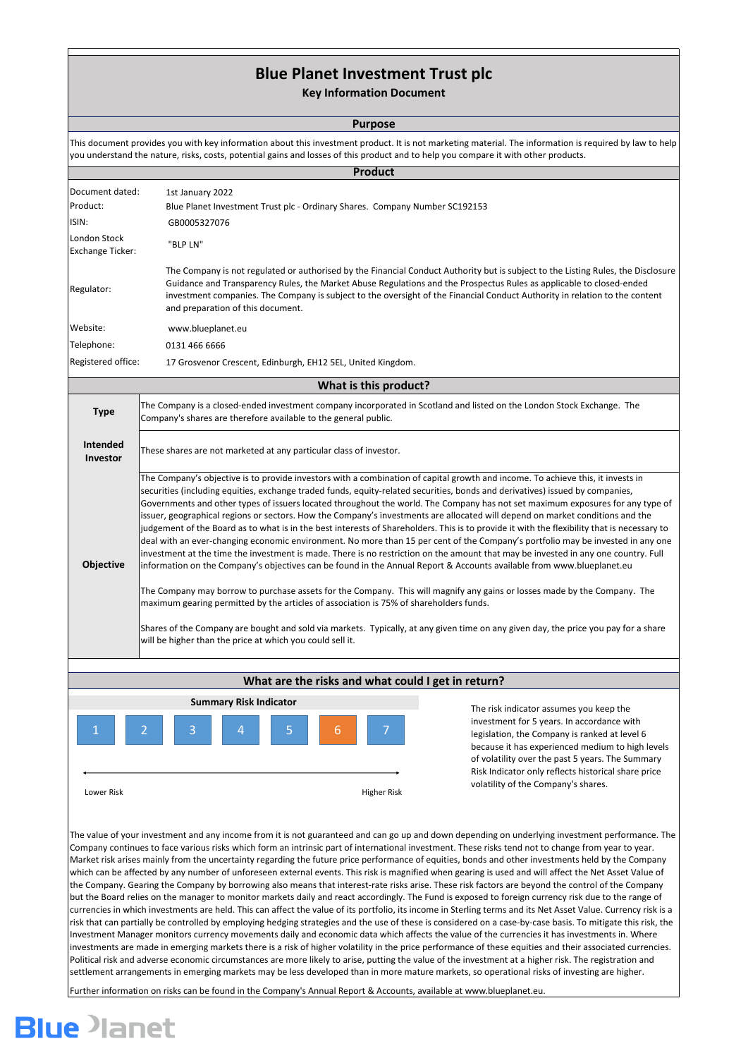# Blue Planet Investment Trust plc

### Key Information Document

## Purpose

This document provides you with key information about this investment product. It is not marketing material. The information is required by law to help you understand the nature, risks, costs, potential gains and losses of this product and to help you compare it with other products.

## Product

| | |
|---|---|
| Document dated: | 1st January 2022 |
| Product: | Blue Planet Investment Trust plc - Ordinary Shares. Company Number SC192153 |
| ISIN: | GB0005327076 |
| London Stock Exchange Ticker: | "BLP LN" |
| Regulator: | The Company is not regulated or authorised by the Financial Conduct Authority but is subject to the Listing Rules, the Disclosure Guidance and Transparency Rules, the Market Abuse Regulations and the Prospectus Rules as applicable to closed-ended investment companies. The Company is subject to the oversight of the Financial Conduct Authority in relation to the content and preparation of this document. |
| Website: | www.blueplanet.eu |
| Telephone: | 0131 466 6666 |
| Registered office: | 17 Grosvenor Crescent, Edinburgh, EH12 5EL, United Kingdom. |

## What is this product?

**Type**

The Company is a closed-ended investment company incorporated in Scotland and listed on the London Stock Exchange. The Company's shares are therefore available to the general public.

**Intended Investor**

These shares are not marketed at any particular class of investor.

**Objective**

The Company's objective is to provide investors with a combination of capital growth and income. To achieve this, it invests in securities (including equities, exchange traded funds, equity-related securities, bonds and derivatives) issued by companies, Governments and other types of issuers located throughout the world. The Company has not set maximum exposures for any type of issuer, geographical regions or sectors. How the Company's investments are allocated will depend on market conditions and the judgement of the Board as to what is in the best interests of Shareholders. This is to provide it with the flexibility that is necessary to deal with an ever-changing economic environment. No more than 15 per cent of the Company's portfolio may be invested in any one investment at the time the investment is made. There is no restriction on the amount that may be invested in any one country. Full information on the Company's objectives can be found in the Annual Report & Accounts available from www.blueplanet.eu

The Company may borrow to purchase assets for the Company. This will magnify any gains or losses made by the Company. The maximum gearing permitted by the articles of association is 75% of shareholders funds.

Shares of the Company are bought and sold via markets. Typically, at any given time on any given day, the price you pay for a share will be higher than the price at which you could sell it.

## What are the risks and what could I get in return?

**Summary Risk Indicator**

| 1 | 2 | 3 | 4 | 5 | **6** | 7 |
|---|---|---|---|---|---|---|

Lower Risk ←→ Higher Risk

The risk indicator assumes you keep the investment for 5 years. In accordance with legislation, the Company is ranked at level 6 because it has experienced medium to high levels of volatility over the past 5 years. The Summary Risk Indicator only reflects historical share price volatility of the Company's shares.

The value of your investment and any income from it is not guaranteed and can go up and down depending on underlying investment performance. The Company continues to face various risks which form an intrinsic part of international investment. These risks tend not to change from year to year. Market risk arises mainly from the uncertainty regarding the future price performance of equities, bonds and other investments held by the Company which can be affected by any number of unforeseen external events. This risk is magnified when gearing is used and will affect the Net Asset Value of the Company. Gearing the Company by borrowing also means that interest-rate risks arise. These risk factors are beyond the control of the Company but the Board relies on the manager to monitor markets daily and react accordingly. The Fund is exposed to foreign currency risk due to the range of currencies in which investments are held. This can affect the value of its portfolio, its income in Sterling terms and its Net Asset Value. Currency risk is a risk that can partially be controlled by employing hedging strategies and the use of these is considered on a case-by-case basis. To mitigate this risk, the Investment Manager monitors currency movements daily and economic data which affects the value of the currencies it has investments in. Where investments are made in emerging markets there is a risk of higher volatility in the price performance of these equities and their associated currencies. Political risk and adverse economic circumstances are more likely to arise, putting the value of the investment at a higher risk. The registration and settlement arrangements in emerging markets may be less developed than in more mature markets, so operational risks of investing are higher.

Further information on risks can be found in the Company's Annual Report & Accounts, available at www.blueplanet.eu.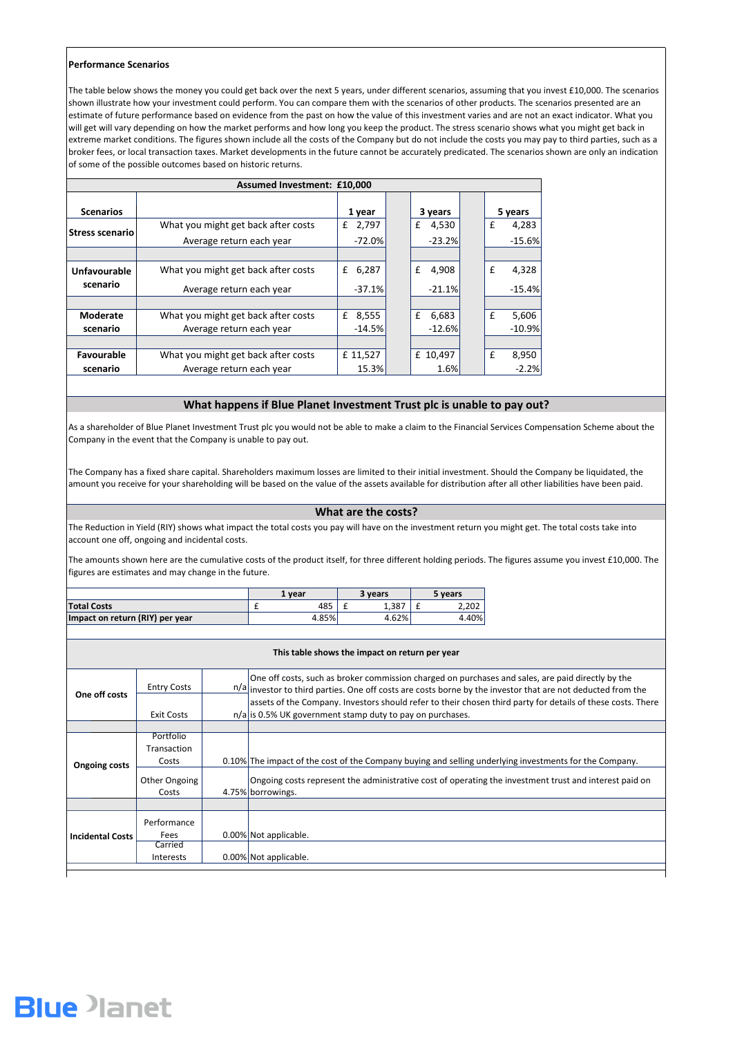### Performance Scenarios

The table below shows the money you could get back over the next 5 years, under different scenarios, assuming that you invest £10,000. The scenarios shown illustrate how your investment could perform. You can compare them with the scenarios of other products. The scenarios presented are an estimate of future performance based on evidence from the past on how the value of this investment varies and are not an exact indicator. What you will get will vary depending on how the market performs and how long you keep the product. The stress scenario shows what you might get back in extreme market conditions. The figures shown include all the costs of the Company but do not include the costs you may pay to third parties, such as a broker fees, or local transaction taxes. Market developments in the future cannot be accurately predicated. The scenarios shown are only an indication of some of the possible outcomes based on historic returns.

| Assumed Investment: £10,000 | | | | |
|---|---|---|---|---|
| **Scenarios** | | **1 year** | **3 years** | **5 years** |
| **Stress scenario** | What you might get back after costs | £ 2,797 | £ 4,530 | £ 4,283 |
| | Average return each year | -72.0% | -23.2% | -15.6% |
| **Unfavourable scenario** | What you might get back after costs | £ 6,287 | £ 4,908 | £ 4,328 |
| | Average return each year | -37.1% | -21.1% | -15.4% |
| **Moderate scenario** | What you might get back after costs | £ 8,555 | £ 6,683 | £ 5,606 |
| | Average return each year | -14.5% | -12.6% | -10.9% |
| **Favourable scenario** | What you might get back after costs | £ 11,527 | £ 10,497 | £ 8,950 |
| | Average return each year | 15.3% | 1.6% | -2.2% |

## What happens if Blue Planet Investment Trust plc is unable to pay out?

As a shareholder of Blue Planet Investment Trust plc you would not be able to make a claim to the Financial Services Compensation Scheme about the Company in the event that the Company is unable to pay out.

The Company has a fixed share capital. Shareholders maximum losses are limited to their initial investment. Should the Company be liquidated, the amount you receive for your shareholding will be based on the value of the assets available for distribution after all other liabilities have been paid.

## What are the costs?

The Reduction in Yield (RIY) shows what impact the total costs you pay will have on the investment return you might get. The total costs take into account one off, ongoing and incidental costs.

The amounts shown here are the cumulative costs of the product itself, for three different holding periods. The figures assume you invest £10,000. The figures are estimates and may change in the future.

| | 1 year | 3 years | 5 years |
|---|---|---|---|
| **Total Costs** | £ 485 | £ 1,387 | £ 2,202 |
| **Impact on return (RIY) per year** | 4.85% | 4.62% | 4.40% |

**This table shows the impact on return per year**

| | | | |
|---|---|---|---|
| **One off costs** | Entry Costs | n/a | One off costs, such as broker commission charged on purchases and sales, are paid directly by the investor to third parties. One off costs are costs borne by the investor that are not deducted from the assets of the Company. Investors should refer to their chosen third party for details of these costs. There is 0.5% UK government stamp duty to pay on purchases. |
| | Exit Costs | n/a | |
| **Ongoing costs** | Portfolio Transaction Costs | 0.10% | The impact of the cost of the Company buying and selling underlying investments for the Company. |
| | Other Ongoing Costs | 4.75% | Ongoing costs represent the administrative cost of operating the investment trust and interest paid on borrowings. |
| **Incidental Costs** | Performance Fees | 0.00% | Not applicable. |
| | Carried Interests | 0.00% | Not applicable. |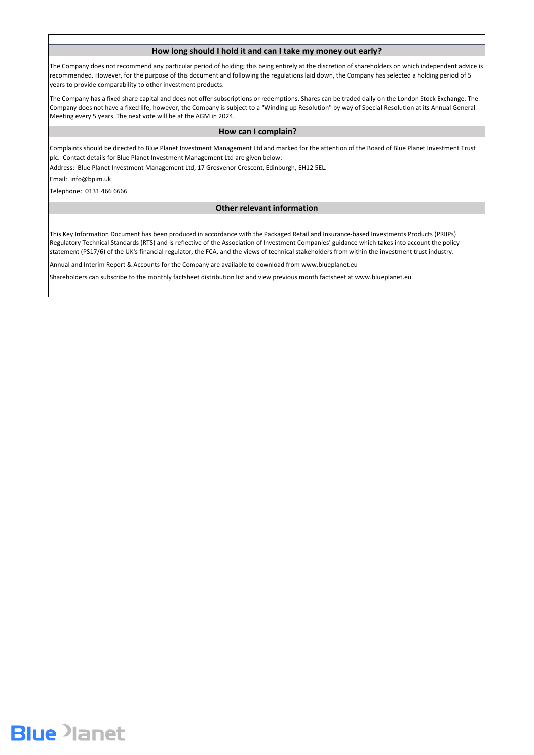## How long should I hold it and can I take my money out early?

The Company does not recommend any particular period of holding; this being entirely at the discretion of shareholders on which independent advice is recommended. However, for the purpose of this document and following the regulations laid down, the Company has selected a holding period of 5 years to provide comparability to other investment products.

The Company has a fixed share capital and does not offer subscriptions or redemptions. Shares can be traded daily on the London Stock Exchange. The Company does not have a fixed life, however, the Company is subject to a "Winding up Resolution" by way of Special Resolution at its Annual General Meeting every 5 years. The next vote will be at the AGM in 2024.

## How can I complain?

Complaints should be directed to Blue Planet Investment Management Ltd and marked for the attention of the Board of Blue Planet Investment Trust plc. Contact details for Blue Planet Investment Management Ltd are given below:

Address: Blue Planet Investment Management Ltd, 17 Grosvenor Crescent, Edinburgh, EH12 5EL.

Email: info@bpim.uk

Telephone: 0131 466 6666

## Other relevant information

This Key Information Document has been produced in accordance with the Packaged Retail and Insurance-based Investments Products (PRIIPs) Regulatory Technical Standards (RTS) and is reflective of the Association of Investment Companies' guidance which takes into account the policy statement (PS17/6) of the UK's financial regulator, the FCA, and the views of technical stakeholders from within the investment trust industry.

Annual and Interim Report & Accounts for the Company are available to download from www.blueplanet.eu

Shareholders can subscribe to the monthly factsheet distribution list and view previous month factsheet at www.blueplanet.eu